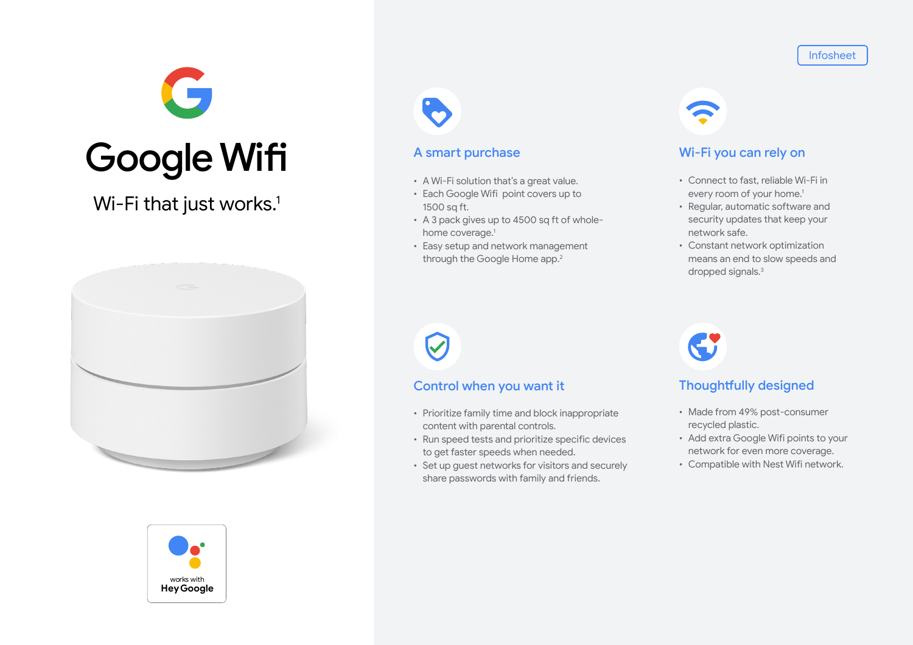Infosheet

# Google Wifi

Wi-Fi that just works.[1]

works with
Hey Google

## A smart purchase

- A Wi-Fi solution that's a great value.
- Each Google Wifi point covers up to 1500 sq ft.
- A 3 pack gives up to 4500 sq ft of whole-home coverage.[1]
- Easy setup and network management through the Google Home app.[2]

## Wi-Fi you can rely on

- Connect to fast, reliable Wi-Fi in every room of your home.[1]
- Regular, automatic software and security updates that keep your network safe.
- Constant network optimization means an end to slow speeds and dropped signals.[3]

## Control when you want it

- Prioritize family time and block inappropriate content with parental controls.
- Run speed tests and prioritize specific devices to get faster speeds when needed.
- Set up guest networks for visitors and securely share passwords with family and friends.

## Thoughtfully designed

- Made from 49% post-consumer recycled plastic.
- Add extra Google Wifi points to your network for even more coverage.
- Compatible with Nest Wifi network.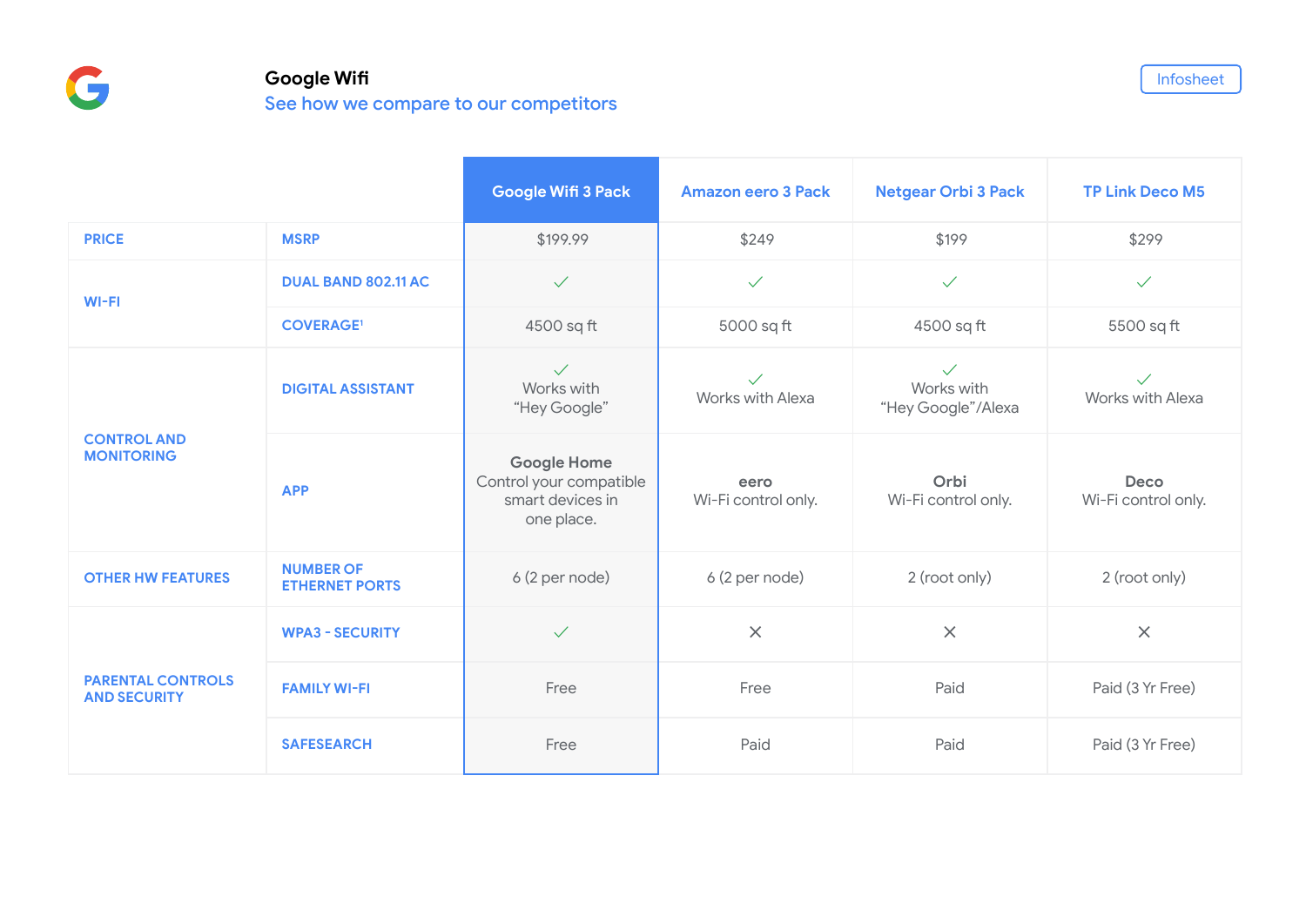# Google Wifi

## See how we compare to our competitors

Infosheet

| | | Google Wifi 3 Pack | Amazon eero 3 Pack | Netgear Orbi 3 Pack | TP Link Deco M5 |
|---|---|---|---|---|---|
| PRICE | MSRP | $199.99 | $249 | $199 | $299 |
| WI-FI | DUAL BAND 802.11 AC | ✓ | ✓ | ✓ | ✓ |
| | COVERAGE[1] | 4500 sq ft | 5000 sq ft | 4500 sq ft | 5500 sq ft |
| CONTROL AND MONITORING | DIGITAL ASSISTANT | ✓ Works with “Hey Google” | ✓ Works with Alexa | ✓ Works with “Hey Google”/Alexa | ✓ Works with Alexa |
| | APP | **Google Home** Control your compatible smart devices in one place. | **eero** Wi-Fi control only. | **Orbi** Wi-Fi control only. | **Deco** Wi-Fi control only. |
| OTHER HW FEATURES | NUMBER OF ETHERNET PORTS | 6 (2 per node) | 6 (2 per node) | 2 (root only) | 2 (root only) |
| PARENTAL CONTROLS AND SECURITY | WPA3 - SECURITY | ✓ | ✕ | ✕ | ✕ |
| | FAMILY WI-FI | Free | Free | Paid | Paid (3 Yr Free) |
| | SAFESEARCH | Free | Paid | Paid | Paid (3 Yr Free) |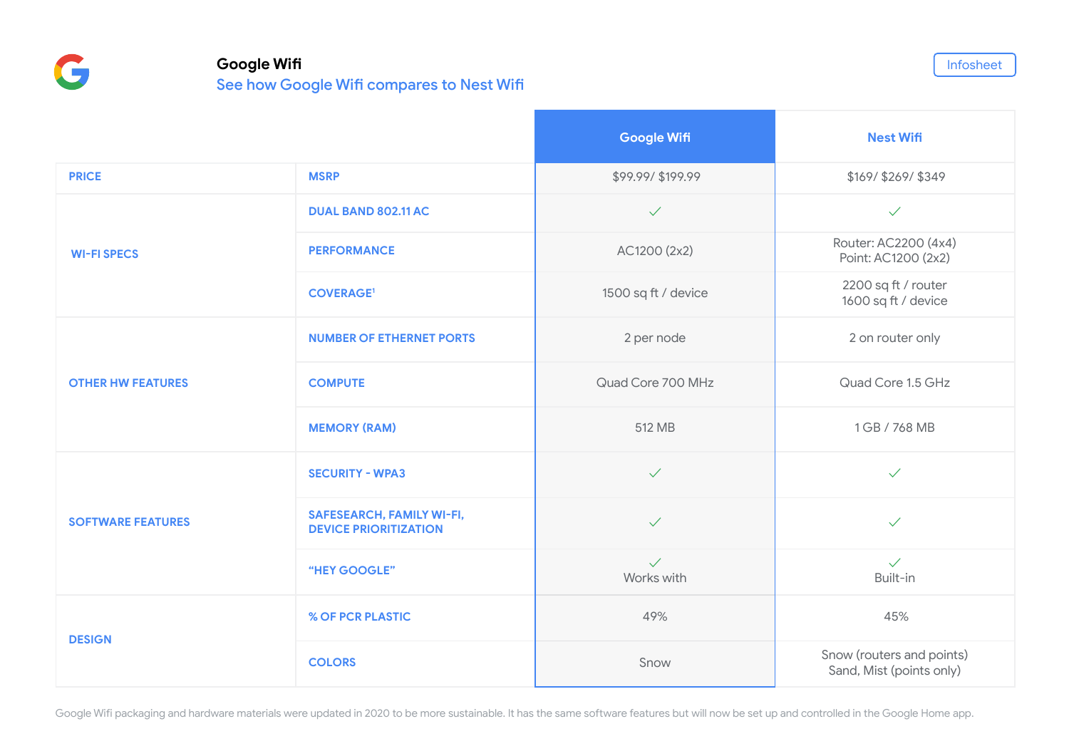# Google Wifi

## See how Google Wifi compares to Nest Wifi

Infosheet

| | | Google Wifi | Nest Wifi |
|---|---|---|---|
| PRICE | MSRP | $99.99/ $199.99 | $169/ $269/ $349 |
| WI-FI SPECS | DUAL BAND 802.11 AC | ✓ | ✓ |
| | PERFORMANCE | AC1200 (2x2) | Router: AC2200 (4x4)<br>Point: AC1200 (2x2) |
| | COVERAGE[1] | 1500 sq ft / device | 2200 sq ft / router<br>1600 sq ft / device |
| OTHER HW FEATURES | NUMBER OF ETHERNET PORTS | 2 per node | 2 on router only |
| | COMPUTE | Quad Core 700 MHz | Quad Core 1.5 GHz |
| | MEMORY (RAM) | 512 MB | 1 GB / 768 MB |
| SOFTWARE FEATURES | SECURITY - WPA3 | ✓ | ✓ |
| | SAFESEARCH, FAMILY WI-FI, DEVICE PRIORITIZATION | ✓ | ✓ |
| | "HEY GOOGLE" | ✓<br>Works with | ✓<br>Built-in |
| DESIGN | % OF PCR PLASTIC | 49% | 45% |
| | COLORS | Snow | Snow (routers and points)<br>Sand, Mist (points only) |

Google Wifi packaging and hardware materials were updated in 2020 to be more sustainable. It has the same software features but will now be set up and controlled in the Google Home app.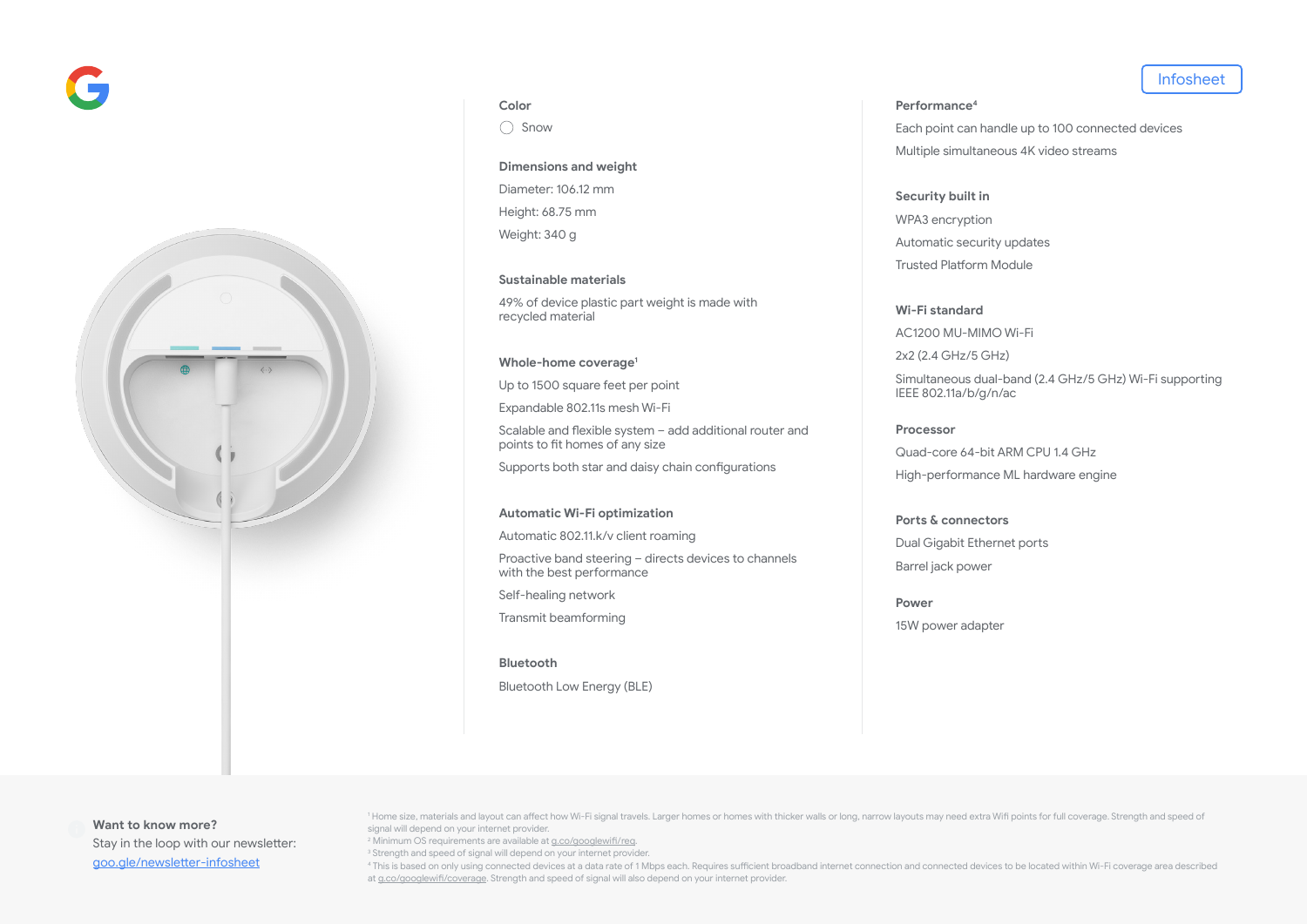Infosheet

### Color

Snow

### Dimensions and weight

Diameter: 106.12 mm

Height: 68.75 mm

Weight: 340 g

### Sustainable materials

49% of device plastic part weight is made with recycled material

### Whole-home coverage[1]

Up to 1500 square feet per point

Expandable 802.11s mesh Wi-Fi

Scalable and flexible system – add additional router and points to fit homes of any size

Supports both star and daisy chain configurations

### Automatic Wi-Fi optimization

Automatic 802.11.k/v client roaming

Proactive band steering – directs devices to channels with the best performance

Self-healing network

Transmit beamforming

### Bluetooth

Bluetooth Low Energy (BLE)

### Performance[4]

Each point can handle up to 100 connected devices

Multiple simultaneous 4K video streams

### Security built in

WPA3 encryption

Automatic security updates

Trusted Platform Module

### Wi-Fi standard

AC1200 MU-MIMO Wi-Fi

2x2 (2.4 GHz/5 GHz)

Simultaneous dual-band (2.4 GHz/5 GHz) Wi-Fi supporting IEEE 802.11a/b/g/n/ac

### Processor

Quad-core 64-bit ARM CPU 1.4 GHz

High-performance ML hardware engine

### Ports & connectors

Dual Gigabit Ethernet ports

Barrel jack power

### Power

15W power adapter

**Want to know more?**
Stay in the loop with our newsletter:
goo.gle/newsletter-infosheet

[1] Home size, materials and layout can affect how Wi-Fi signal travels. Larger homes or homes with thicker walls or long, narrow layouts may need extra Wifi points for full coverage. Strength and speed of signal will depend on your internet provider.
[2] Minimum OS requirements are available at g.co/googlewifi/req.
[3] Strength and speed of signal will depend on your internet provider.
[4] This is based on only using connected devices at a data rate of 1 Mbps each. Requires sufficient broadband internet connection and connected devices to be located within Wi-Fi coverage area described at g.co/googlewifi/coverage. Strength and speed of signal will also depend on your internet provider.